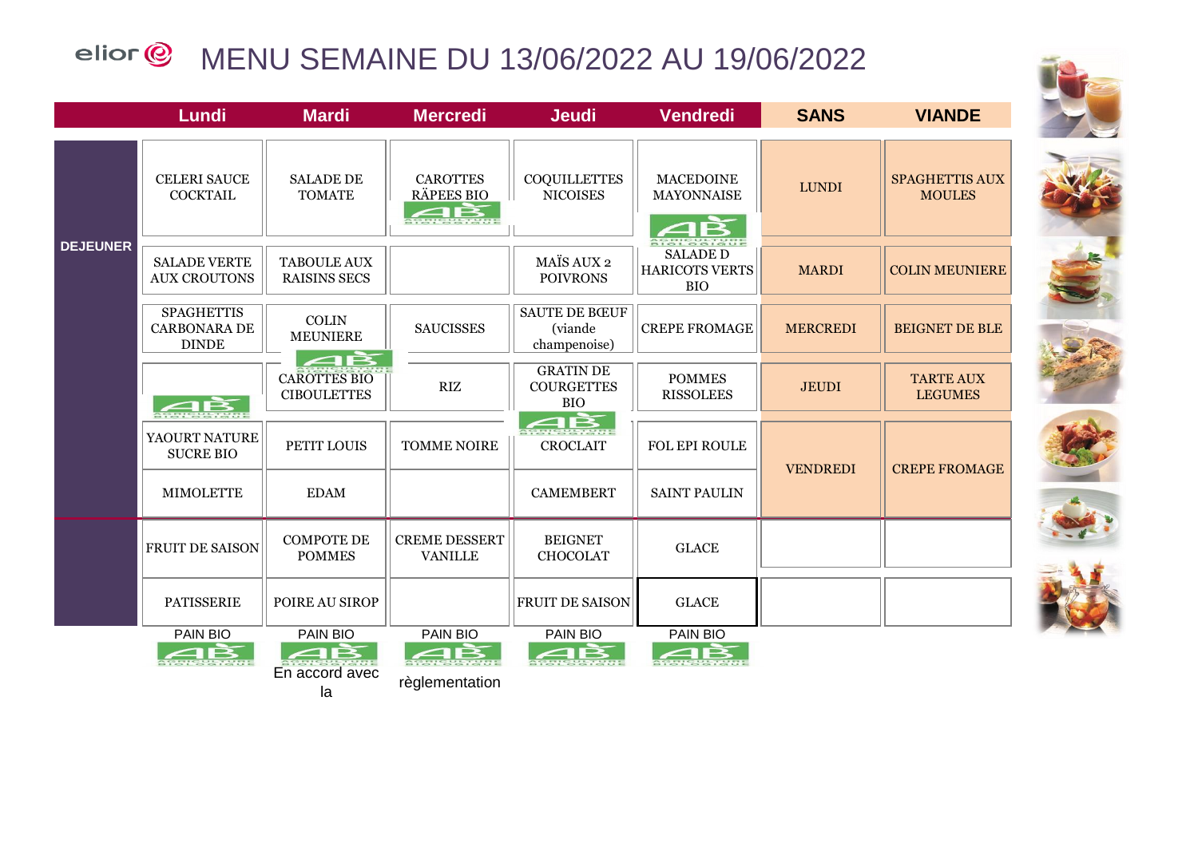# MENU SEMAINE DU 13/06/2022 AU 19/06/2022

| | Lundi | Mardi | Mercredi | Jeudi | Vendredi | SANS | VIANDE |
|---|---|---|---|---|---|---|---|
| DEJEUNER | CELERI SAUCE COCKTAIL | SALADE DE TOMATE | CAROTTES RÂPEES BIO | COQUILLETTES NICOISES | MACEDOINE MAYONNAISE | LUNDI | SPAGHETTIS AUX MOULES |
| | SALADE VERTE AUX CROUTONS | TABOULE AUX RAISINS SECS | | MAÏS AUX 2 POIVRONS | SALADE D HARICOTS VERTS BIO | MARDI | COLIN MEUNIERE |
| | SPAGHETTIS CARBONARA DE DINDE | COLIN MEUNIERE | SAUCISSES | SAUTE DE BŒUF (viande champenoise) | CREPE FROMAGE | MERCREDI | BEIGNET DE BLE |
| | | CAROTTES BIO CIBOULETTES | RIZ | GRATIN DE COURGETTES BIO | POMMES RISSOLEES | JEUDI | TARTE AUX LEGUMES |
| | YAOURT NATURE SUCRE BIO | PETIT LOUIS | TOMME NOIRE | CROCLAIT | FOL EPI ROULE | VENDREDI | CREPE FROMAGE |
| | MIMOLETTE | EDAM | | CAMEMBERT | SAINT PAULIN | | |
| | FRUIT DE SAISON | COMPOTE DE POMMES | CREME DESSERT VANILLE | BEIGNET CHOCOLAT | GLACE | | |
| | PATISSERIE | POIRE AU SIROP | | FRUIT DE SAISON | GLACE | | |
| | PAIN BIO | PAIN BIO | PAIN BIO | PAIN BIO | PAIN BIO | | |

En accord avec la règlementation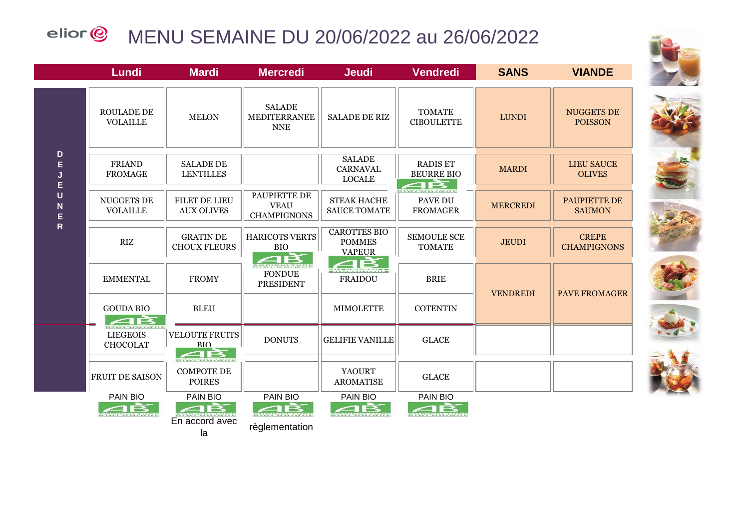# MENU SEMAINE DU 20/06/2022 au 26/06/2022

| | Lundi | Mardi | Mercredi | Jeudi | Vendredi | SANS | VIANDE |
|---|---|---|---|---|---|---|---|
| DEJEUNER | ROULADE DE VOLAILLE | MELON | SALADE MEDITERRANEE NNE | SALADE DE RIZ | TOMATE CIBOULETTE | LUNDI | NUGGETS DE POISSON |
| | FRIAND FROMAGE | SALADE DE LENTILLES | | SALADE CARNAVAL LOCALE | RADIS ET BEURRE BIO | MARDI | LIEU SAUCE OLIVES |
| | NUGGETS DE VOLAILLE | FILET DE LIEU AUX OLIVES | PAUPIETTE DE VEAU CHAMPIGNONS | STEAK HACHE SAUCE TOMATE | PAVE DU FROMAGER | MERCREDI | PAUPIETTE DE SAUMON |
| | RIZ | GRATIN DE CHOUX FLEURS | HARICOTS VERTS BIO | CAROTTES BIO POMMES VAPEUR | SEMOULE SCE TOMATE | JEUDI | CREPE CHAMPIGNONS |
| | EMMENTAL | FROMY | FONDUE PRESIDENT | FRAIDOU | BRIE | VENDREDI | PAVE FROMAGER |
| | GOUDA BIO | BLEU | | MIMOLETTE | COTENTIN | | |
| | LIEGEOIS CHOCOLAT | VELOUTE FRUITS BIO | DONUTS | GELIFIE VANILLE | GLACE | | |
| | FRUIT DE SAISON | COMPOTE DE POIRES | | YAOURT AROMATISE | GLACE | | |
| | PAIN BIO | PAIN BIO | PAIN BIO | PAIN BIO | PAIN BIO | | |

En accord avec la règlementation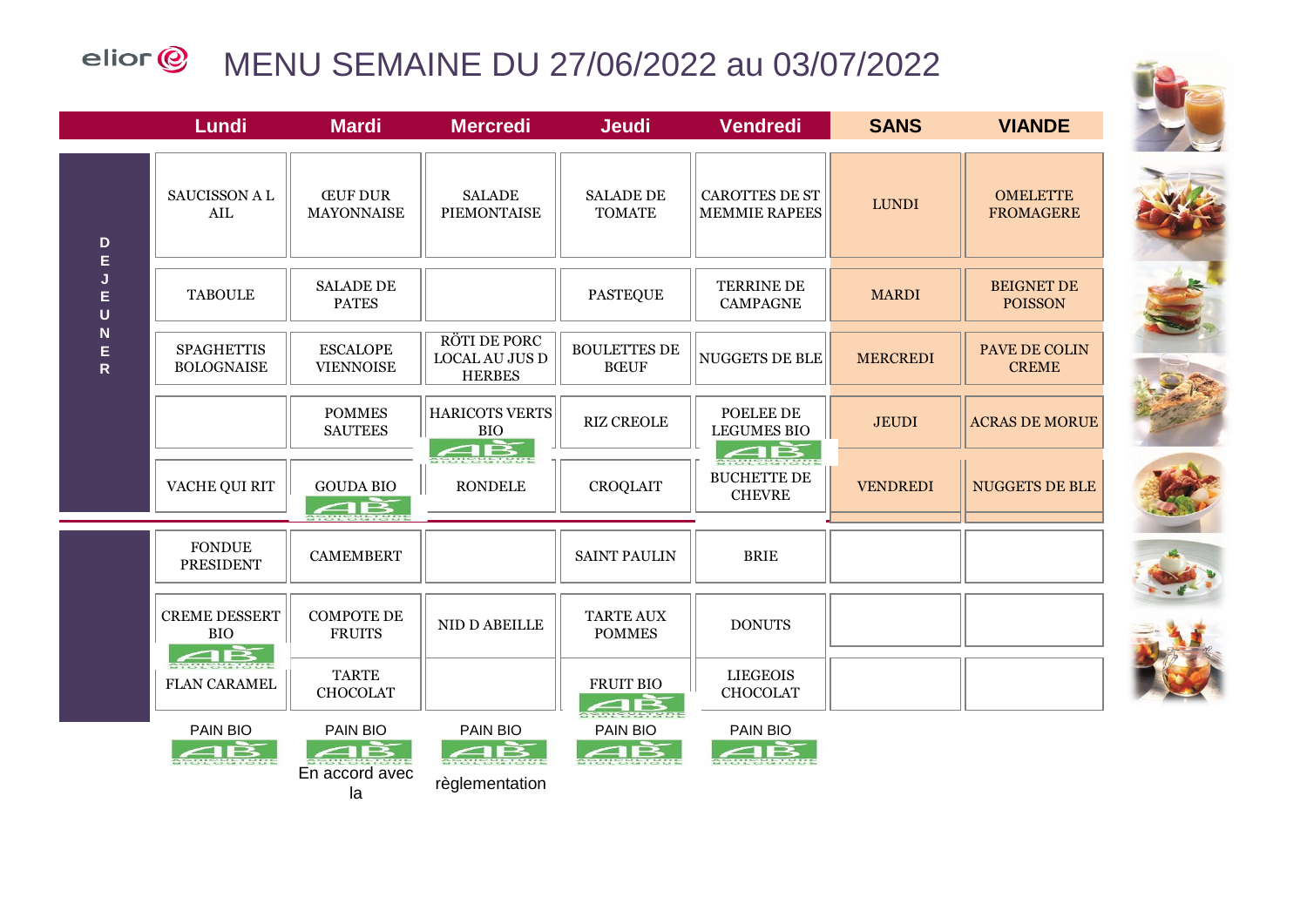# MENU SEMAINE DU 27/06/2022 au 03/07/2022

| | Lundi | Mardi | Mercredi | Jeudi | Vendredi | SANS | VIANDE |
|---|---|---|---|---|---|---|---|
| DEJEUNER | SAUCISSON A L AIL | ŒUF DUR MAYONNAISE | SALADE PIEMONTAISE | SALADE DE TOMATE | CAROTTES DE ST MEMMIE RAPEES | LUNDI | OMELETTE FROMAGERE |
| | TABOULE | SALADE DE PATES | | PASTEQUE | TERRINE DE CAMPAGNE | MARDI | BEIGNET DE POISSON |
| | SPAGHETTIS BOLOGNAISE | ESCALOPE VIENNOISE | RÔTI DE PORC LOCAL AU JUS D HERBES | BOULETTES DE BŒUF | NUGGETS DE BLE | MERCREDI | PAVE DE COLIN CREME |
| | | POMMES SAUTEES | HARICOTS VERTS BIO | RIZ CREOLE | POELEE DE LEGUMES BIO | JEUDI | ACRAS DE MORUE |
| | VACHE QUI RIT | GOUDA BIO | RONDELE | CROQLAIT | BUCHETTE DE CHEVRE | VENDREDI | NUGGETS DE BLE |
| | FONDUE PRESIDENT | CAMEMBERT | | SAINT PAULIN | BRIE | | |
| | CREME DESSERT BIO | COMPOTE DE FRUITS | NID D ABEILLE | TARTE AUX POMMES | DONUTS | | |
| | FLAN CARAMEL | TARTE CHOCOLAT | | FRUIT BIO | LIEGEOIS CHOCOLAT | | |
| | PAIN BIO | PAIN BIO | PAIN BIO | PAIN BIO | PAIN BIO | | |

En accord avec la règlementation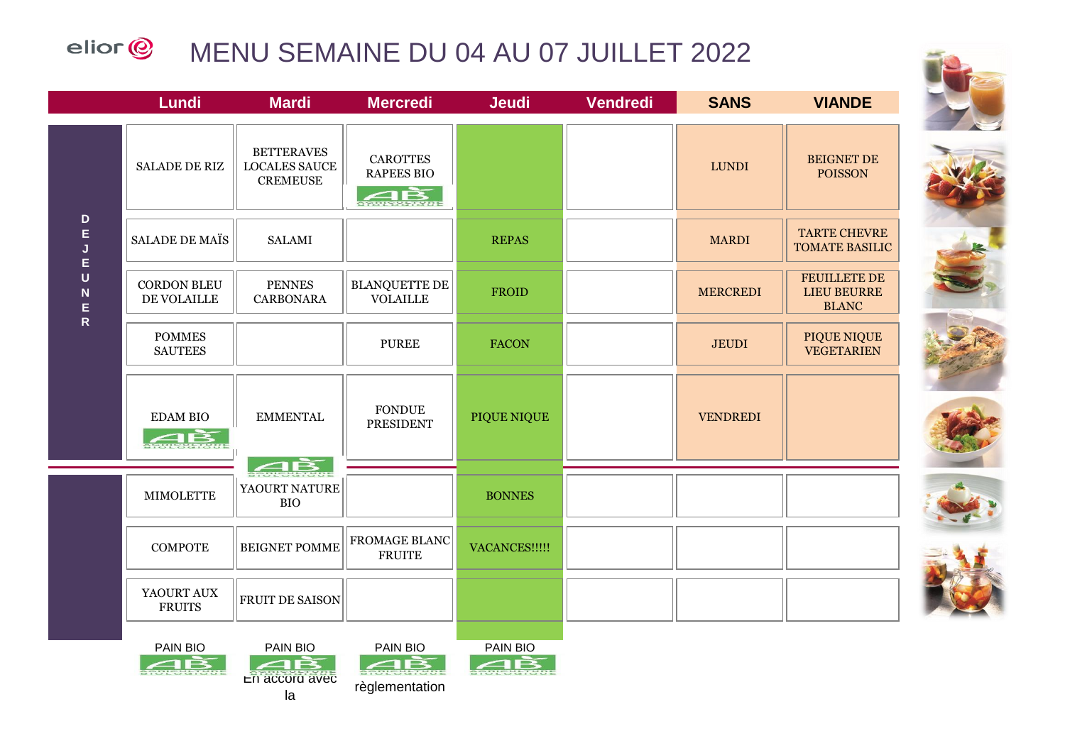# MENU SEMAINE DU 04 AU 07 JUILLET 2022

| | Lundi | Mardi | Mercredi | Jeudi | Vendredi | SANS | VIANDE |
|---|---|---|---|---|---|---|---|
| DEJEUNER | SALADE DE RIZ | BETTERAVES LOCALES SAUCE CREMEUSE | CAROTTES RAPEES BIO | | | LUNDI | BEIGNET DE POISSON |
| | SALADE DE MAÏS | SALAMI | | REPAS | | MARDI | TARTE CHEVRE TOMATE BASILIC |
| | CORDON BLEU DE VOLAILLE | PENNES CARBONARA | BLANQUETTE DE VOLAILLE | FROID | | MERCREDI | FEUILLETE DE LIEU BEURRE BLANC |
| | POMMES SAUTEES | | PUREE | FACON | | JEUDI | PIQUE NIQUE VEGETARIEN |
| | EDAM BIO | EMMENTAL | FONDUE PRESIDENT | PIQUE NIQUE | | VENDREDI | |
| | MIMOLETTE | YAOURT NATURE BIO | | BONNES | | | |
| | COMPOTE | BEIGNET POMME | FROMAGE BLANC FRUITE | VACANCES!!!!! | | | |
| | YAOURT AUX FRUITS | FRUIT DE SAISON | | | | | |
| | PAIN BIO | PAIN BIO | PAIN BIO | PAIN BIO | | | |

En accord avec la règlementation